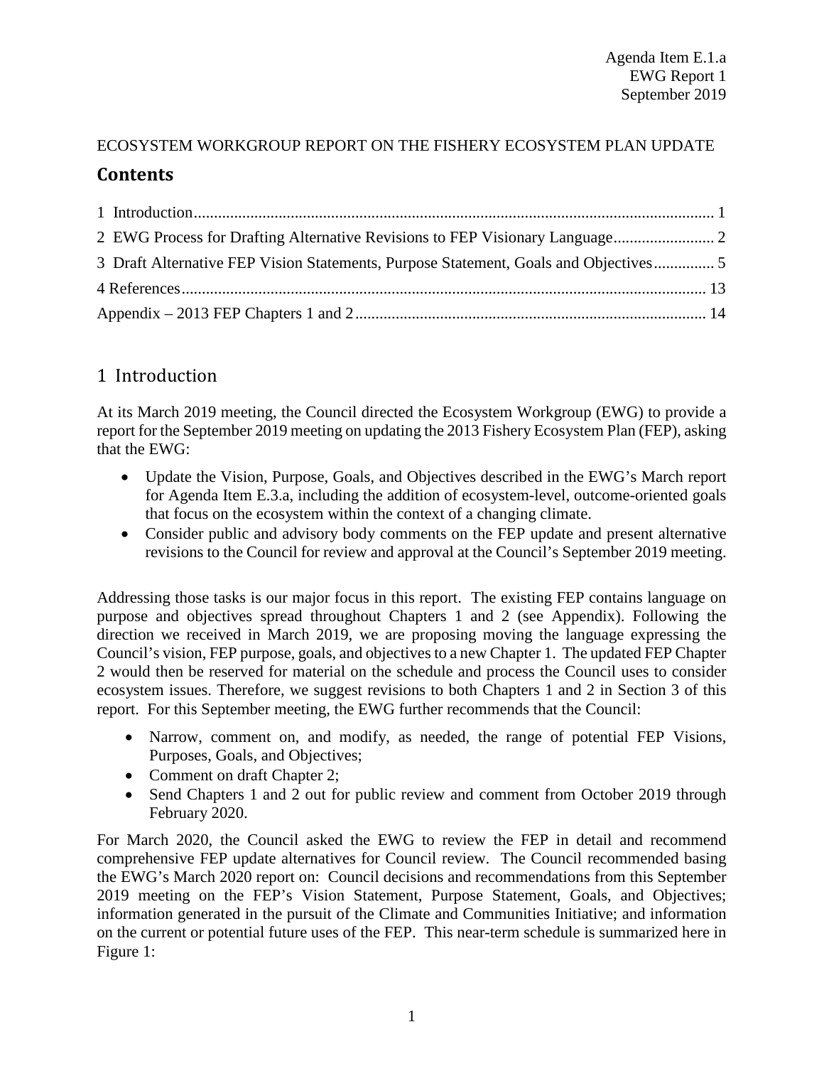Agenda Item E.1.a
EWG Report 1
September 2019

ECOSYSTEM WORKGROUP REPORT ON THE FISHERY ECOSYSTEM PLAN UPDATE

## Contents

1 Introduction ... 1
2 EWG Process for Drafting Alternative Revisions to FEP Visionary Language ... 2
3 Draft Alternative FEP Vision Statements, Purpose Statement, Goals and Objectives ... 5
4 References ... 13
Appendix – 2013 FEP Chapters 1 and 2 ... 14

# 1 Introduction

At its March 2019 meeting, the Council directed the Ecosystem Workgroup (EWG) to provide a report for the September 2019 meeting on updating the 2013 Fishery Ecosystem Plan (FEP), asking that the EWG:

- Update the Vision, Purpose, Goals, and Objectives described in the EWG's March report for Agenda Item E.3.a, including the addition of ecosystem-level, outcome-oriented goals that focus on the ecosystem within the context of a changing climate.
- Consider public and advisory body comments on the FEP update and present alternative revisions to the Council for review and approval at the Council's September 2019 meeting.

Addressing those tasks is our major focus in this report. The existing FEP contains language on purpose and objectives spread throughout Chapters 1 and 2 (see Appendix). Following the direction we received in March 2019, we are proposing moving the language expressing the Council's vision, FEP purpose, goals, and objectives to a new Chapter 1. The updated FEP Chapter 2 would then be reserved for material on the schedule and process the Council uses to consider ecosystem issues. Therefore, we suggest revisions to both Chapters 1 and 2 in Section 3 of this report. For this September meeting, the EWG further recommends that the Council:

- Narrow, comment on, and modify, as needed, the range of potential FEP Visions, Purposes, Goals, and Objectives;
- Comment on draft Chapter 2;
- Send Chapters 1 and 2 out for public review and comment from October 2019 through February 2020.

For March 2020, the Council asked the EWG to review the FEP in detail and recommend comprehensive FEP update alternatives for Council review. The Council recommended basing the EWG's March 2020 report on: Council decisions and recommendations from this September 2019 meeting on the FEP's Vision Statement, Purpose Statement, Goals, and Objectives; information generated in the pursuit of the Climate and Communities Initiative; and information on the current or potential future uses of the FEP. This near-term schedule is summarized here in Figure 1: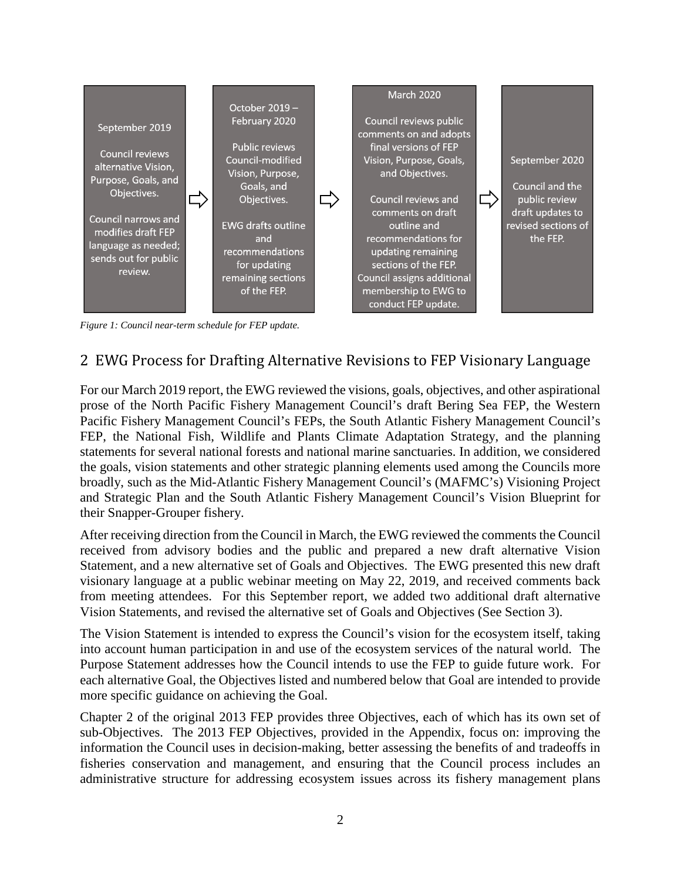September 2019

Council reviews alternative Vision, Purpose, Goals, and Objectives.

Council narrows and modifies draft FEP language as needed; sends out for public review.

October 2019 – February 2020

Public reviews Council-modified Vision, Purpose, Goals, and Objectives.

EWG drafts outline and recommendations for updating remaining sections of the FEP.

March 2020

Council reviews public comments on and adopts final versions of FEP Vision, Purpose, Goals, and Objectives.

Council reviews and comments on draft outline and recommendations for updating remaining sections of the FEP. Council assigns additional membership to EWG to conduct FEP update.

September 2020

Council and the public review draft updates to revised sections of the FEP.

*Figure 1: Council near-term schedule for FEP update.*

## 2 EWG Process for Drafting Alternative Revisions to FEP Visionary Language

For our March 2019 report, the EWG reviewed the visions, goals, objectives, and other aspirational prose of the North Pacific Fishery Management Council's draft Bering Sea FEP, the Western Pacific Fishery Management Council's FEPs, the South Atlantic Fishery Management Council's FEP, the National Fish, Wildlife and Plants Climate Adaptation Strategy, and the planning statements for several national forests and national marine sanctuaries. In addition, we considered the goals, vision statements and other strategic planning elements used among the Councils more broadly, such as the Mid-Atlantic Fishery Management Council's (MAFMC's) Visioning Project and Strategic Plan and the South Atlantic Fishery Management Council's Vision Blueprint for their Snapper-Grouper fishery.

After receiving direction from the Council in March, the EWG reviewed the comments the Council received from advisory bodies and the public and prepared a new draft alternative Vision Statement, and a new alternative set of Goals and Objectives. The EWG presented this new draft visionary language at a public webinar meeting on May 22, 2019, and received comments back from meeting attendees. For this September report, we added two additional draft alternative Vision Statements, and revised the alternative set of Goals and Objectives (See Section 3).

The Vision Statement is intended to express the Council's vision for the ecosystem itself, taking into account human participation in and use of the ecosystem services of the natural world. The Purpose Statement addresses how the Council intends to use the FEP to guide future work. For each alternative Goal, the Objectives listed and numbered below that Goal are intended to provide more specific guidance on achieving the Goal.

Chapter 2 of the original 2013 FEP provides three Objectives, each of which has its own set of sub-Objectives. The 2013 FEP Objectives, provided in the Appendix, focus on: improving the information the Council uses in decision-making, better assessing the benefits of and tradeoffs in fisheries conservation and management, and ensuring that the Council process includes an administrative structure for addressing ecosystem issues across its fishery management plans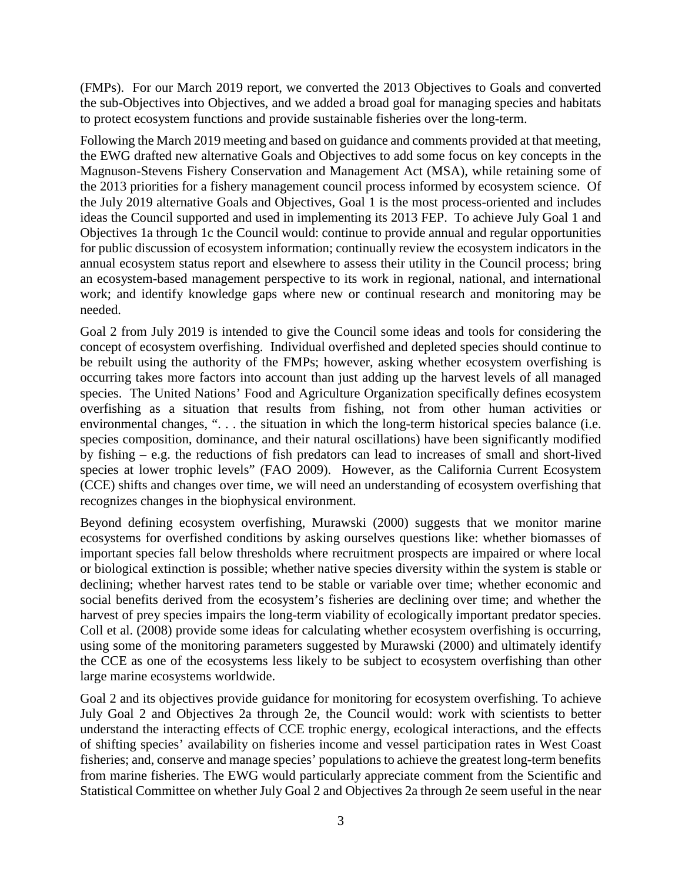(FMPs). For our March 2019 report, we converted the 2013 Objectives to Goals and converted the sub-Objectives into Objectives, and we added a broad goal for managing species and habitats to protect ecosystem functions and provide sustainable fisheries over the long-term.

Following the March 2019 meeting and based on guidance and comments provided at that meeting, the EWG drafted new alternative Goals and Objectives to add some focus on key concepts in the Magnuson-Stevens Fishery Conservation and Management Act (MSA), while retaining some of the 2013 priorities for a fishery management council process informed by ecosystem science. Of the July 2019 alternative Goals and Objectives, Goal 1 is the most process-oriented and includes ideas the Council supported and used in implementing its 2013 FEP. To achieve July Goal 1 and Objectives 1a through 1c the Council would: continue to provide annual and regular opportunities for public discussion of ecosystem information; continually review the ecosystem indicators in the annual ecosystem status report and elsewhere to assess their utility in the Council process; bring an ecosystem-based management perspective to its work in regional, national, and international work; and identify knowledge gaps where new or continual research and monitoring may be needed.

Goal 2 from July 2019 is intended to give the Council some ideas and tools for considering the concept of ecosystem overfishing. Individual overfished and depleted species should continue to be rebuilt using the authority of the FMPs; however, asking whether ecosystem overfishing is occurring takes more factors into account than just adding up the harvest levels of all managed species. The United Nations' Food and Agriculture Organization specifically defines ecosystem overfishing as a situation that results from fishing, not from other human activities or environmental changes, ". . . the situation in which the long-term historical species balance (i.e. species composition, dominance, and their natural oscillations) have been significantly modified by fishing – e.g. the reductions of fish predators can lead to increases of small and short-lived species at lower trophic levels" (FAO 2009). However, as the California Current Ecosystem (CCE) shifts and changes over time, we will need an understanding of ecosystem overfishing that recognizes changes in the biophysical environment.

Beyond defining ecosystem overfishing, Murawski (2000) suggests that we monitor marine ecosystems for overfished conditions by asking ourselves questions like: whether biomasses of important species fall below thresholds where recruitment prospects are impaired or where local or biological extinction is possible; whether native species diversity within the system is stable or declining; whether harvest rates tend to be stable or variable over time; whether economic and social benefits derived from the ecosystem's fisheries are declining over time; and whether the harvest of prey species impairs the long-term viability of ecologically important predator species. Coll et al. (2008) provide some ideas for calculating whether ecosystem overfishing is occurring, using some of the monitoring parameters suggested by Murawski (2000) and ultimately identify the CCE as one of the ecosystems less likely to be subject to ecosystem overfishing than other large marine ecosystems worldwide.

Goal 2 and its objectives provide guidance for monitoring for ecosystem overfishing. To achieve July Goal 2 and Objectives 2a through 2e, the Council would: work with scientists to better understand the interacting effects of CCE trophic energy, ecological interactions, and the effects of shifting species' availability on fisheries income and vessel participation rates in West Coast fisheries; and, conserve and manage species' populations to achieve the greatest long-term benefits from marine fisheries. The EWG would particularly appreciate comment from the Scientific and Statistical Committee on whether July Goal 2 and Objectives 2a through 2e seem useful in the near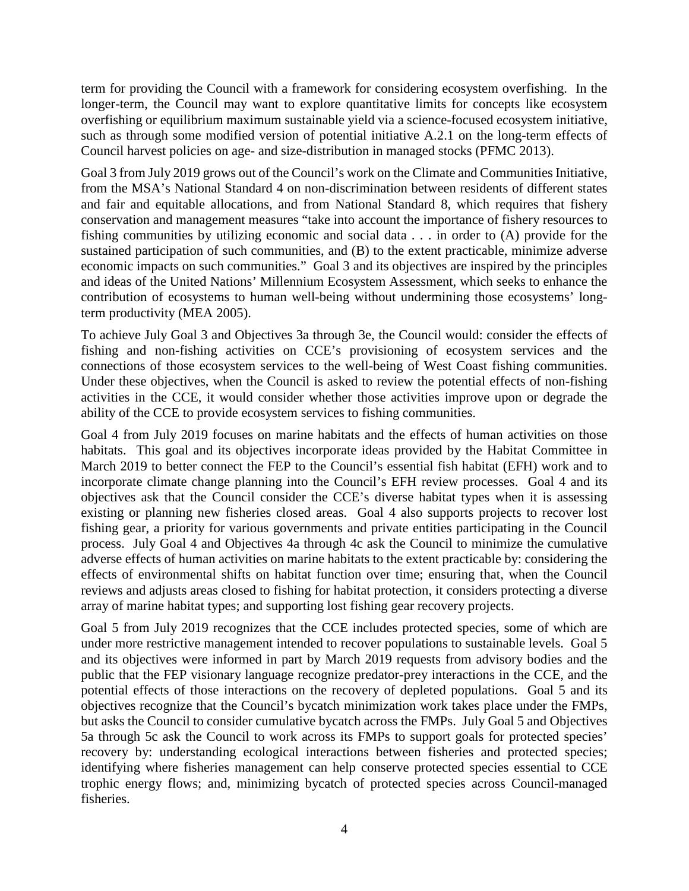term for providing the Council with a framework for considering ecosystem overfishing. In the longer-term, the Council may want to explore quantitative limits for concepts like ecosystem overfishing or equilibrium maximum sustainable yield via a science-focused ecosystem initiative, such as through some modified version of potential initiative A.2.1 on the long-term effects of Council harvest policies on age- and size-distribution in managed stocks (PFMC 2013).

Goal 3 from July 2019 grows out of the Council's work on the Climate and Communities Initiative, from the MSA's National Standard 4 on non-discrimination between residents of different states and fair and equitable allocations, and from National Standard 8, which requires that fishery conservation and management measures "take into account the importance of fishery resources to fishing communities by utilizing economic and social data . . . in order to (A) provide for the sustained participation of such communities, and (B) to the extent practicable, minimize adverse economic impacts on such communities." Goal 3 and its objectives are inspired by the principles and ideas of the United Nations' Millennium Ecosystem Assessment, which seeks to enhance the contribution of ecosystems to human well-being without undermining those ecosystems' long-term productivity (MEA 2005).

To achieve July Goal 3 and Objectives 3a through 3e, the Council would: consider the effects of fishing and non-fishing activities on CCE's provisioning of ecosystem services and the connections of those ecosystem services to the well-being of West Coast fishing communities. Under these objectives, when the Council is asked to review the potential effects of non-fishing activities in the CCE, it would consider whether those activities improve upon or degrade the ability of the CCE to provide ecosystem services to fishing communities.

Goal 4 from July 2019 focuses on marine habitats and the effects of human activities on those habitats. This goal and its objectives incorporate ideas provided by the Habitat Committee in March 2019 to better connect the FEP to the Council's essential fish habitat (EFH) work and to incorporate climate change planning into the Council's EFH review processes. Goal 4 and its objectives ask that the Council consider the CCE's diverse habitat types when it is assessing existing or planning new fisheries closed areas. Goal 4 also supports projects to recover lost fishing gear, a priority for various governments and private entities participating in the Council process. July Goal 4 and Objectives 4a through 4c ask the Council to minimize the cumulative adverse effects of human activities on marine habitats to the extent practicable by: considering the effects of environmental shifts on habitat function over time; ensuring that, when the Council reviews and adjusts areas closed to fishing for habitat protection, it considers protecting a diverse array of marine habitat types; and supporting lost fishing gear recovery projects.

Goal 5 from July 2019 recognizes that the CCE includes protected species, some of which are under more restrictive management intended to recover populations to sustainable levels. Goal 5 and its objectives were informed in part by March 2019 requests from advisory bodies and the public that the FEP visionary language recognize predator-prey interactions in the CCE, and the potential effects of those interactions on the recovery of depleted populations. Goal 5 and its objectives recognize that the Council's bycatch minimization work takes place under the FMPs, but asks the Council to consider cumulative bycatch across the FMPs. July Goal 5 and Objectives 5a through 5c ask the Council to work across its FMPs to support goals for protected species' recovery by: understanding ecological interactions between fisheries and protected species; identifying where fisheries management can help conserve protected species essential to CCE trophic energy flows; and, minimizing bycatch of protected species across Council-managed fisheries.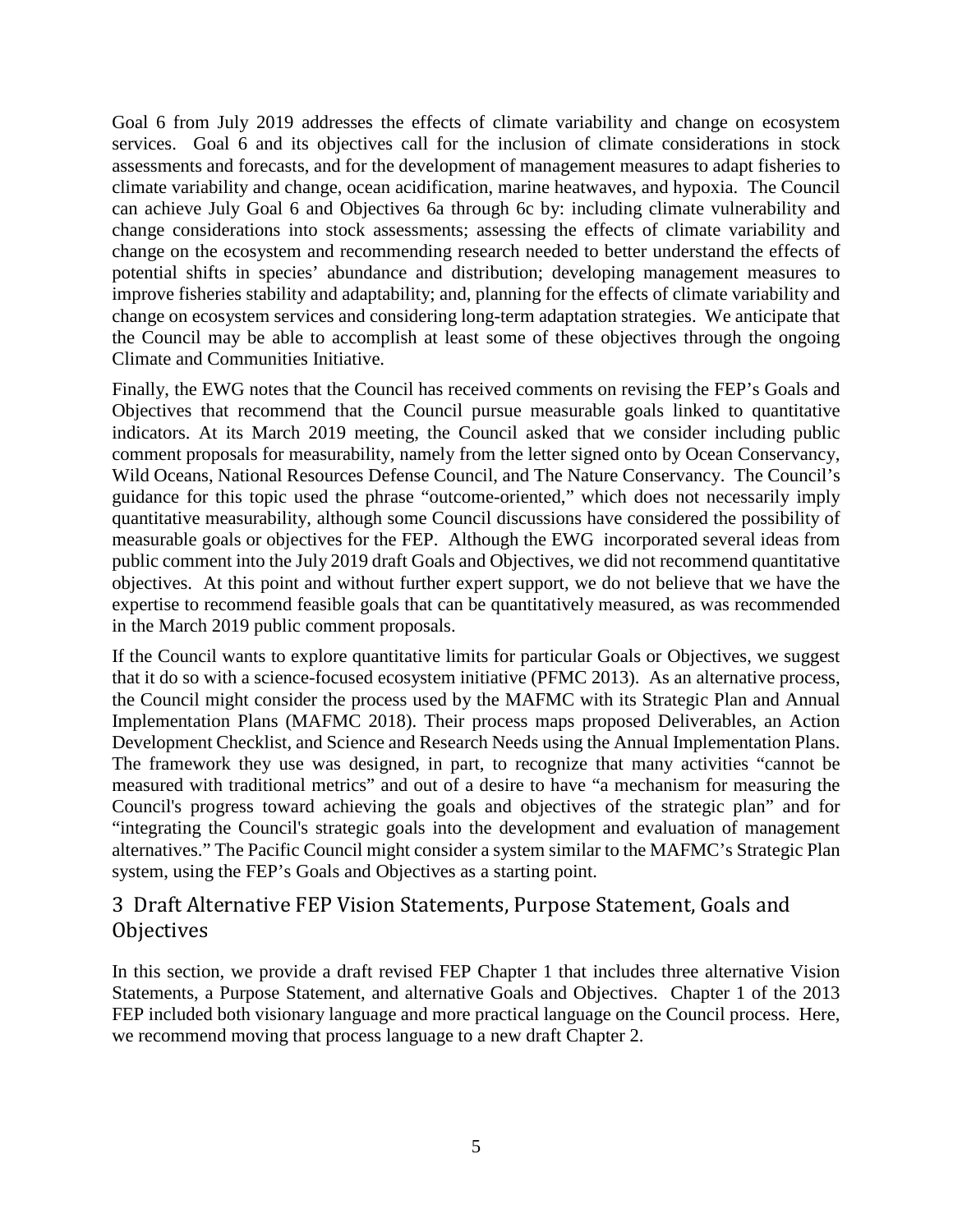Goal 6 from July 2019 addresses the effects of climate variability and change on ecosystem services. Goal 6 and its objectives call for the inclusion of climate considerations in stock assessments and forecasts, and for the development of management measures to adapt fisheries to climate variability and change, ocean acidification, marine heatwaves, and hypoxia. The Council can achieve July Goal 6 and Objectives 6a through 6c by: including climate vulnerability and change considerations into stock assessments; assessing the effects of climate variability and change on the ecosystem and recommending research needed to better understand the effects of potential shifts in species' abundance and distribution; developing management measures to improve fisheries stability and adaptability; and, planning for the effects of climate variability and change on ecosystem services and considering long-term adaptation strategies. We anticipate that the Council may be able to accomplish at least some of these objectives through the ongoing Climate and Communities Initiative.

Finally, the EWG notes that the Council has received comments on revising the FEP's Goals and Objectives that recommend that the Council pursue measurable goals linked to quantitative indicators. At its March 2019 meeting, the Council asked that we consider including public comment proposals for measurability, namely from the letter signed onto by Ocean Conservancy, Wild Oceans, National Resources Defense Council, and The Nature Conservancy. The Council's guidance for this topic used the phrase "outcome-oriented," which does not necessarily imply quantitative measurability, although some Council discussions have considered the possibility of measurable goals or objectives for the FEP. Although the EWG incorporated several ideas from public comment into the July 2019 draft Goals and Objectives, we did not recommend quantitative objectives. At this point and without further expert support, we do not believe that we have the expertise to recommend feasible goals that can be quantitatively measured, as was recommended in the March 2019 public comment proposals.

If the Council wants to explore quantitative limits for particular Goals or Objectives, we suggest that it do so with a science-focused ecosystem initiative (PFMC 2013). As an alternative process, the Council might consider the process used by the MAFMC with its Strategic Plan and Annual Implementation Plans (MAFMC 2018). Their process maps proposed Deliverables, an Action Development Checklist, and Science and Research Needs using the Annual Implementation Plans. The framework they use was designed, in part, to recognize that many activities "cannot be measured with traditional metrics" and out of a desire to have "a mechanism for measuring the Council's progress toward achieving the goals and objectives of the strategic plan" and for "integrating the Council's strategic goals into the development and evaluation of management alternatives." The Pacific Council might consider a system similar to the MAFMC's Strategic Plan system, using the FEP's Goals and Objectives as a starting point.

## 3 Draft Alternative FEP Vision Statements, Purpose Statement, Goals and Objectives

In this section, we provide a draft revised FEP Chapter 1 that includes three alternative Vision Statements, a Purpose Statement, and alternative Goals and Objectives. Chapter 1 of the 2013 FEP included both visionary language and more practical language on the Council process. Here, we recommend moving that process language to a new draft Chapter 2.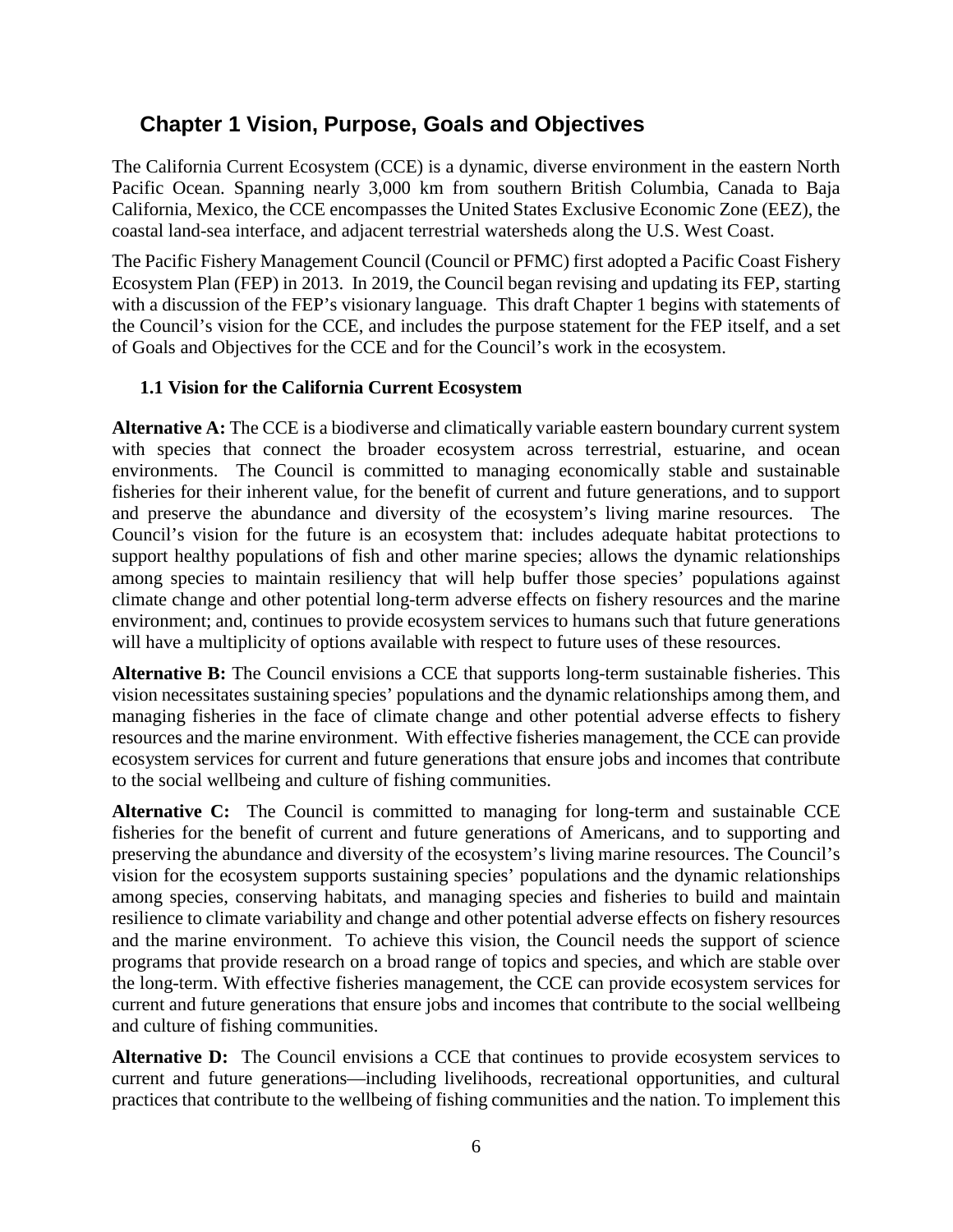# Chapter 1 Vision, Purpose, Goals and Objectives

The California Current Ecosystem (CCE) is a dynamic, diverse environment in the eastern North Pacific Ocean. Spanning nearly 3,000 km from southern British Columbia, Canada to Baja California, Mexico, the CCE encompasses the United States Exclusive Economic Zone (EEZ), the coastal land-sea interface, and adjacent terrestrial watersheds along the U.S. West Coast.

The Pacific Fishery Management Council (Council or PFMC) first adopted a Pacific Coast Fishery Ecosystem Plan (FEP) in 2013. In 2019, the Council began revising and updating its FEP, starting with a discussion of the FEP's visionary language. This draft Chapter 1 begins with statements of the Council's vision for the CCE, and includes the purpose statement for the FEP itself, and a set of Goals and Objectives for the CCE and for the Council's work in the ecosystem.

## 1.1 Vision for the California Current Ecosystem

**Alternative A:** The CCE is a biodiverse and climatically variable eastern boundary current system with species that connect the broader ecosystem across terrestrial, estuarine, and ocean environments. The Council is committed to managing economically stable and sustainable fisheries for their inherent value, for the benefit of current and future generations, and to support and preserve the abundance and diversity of the ecosystem's living marine resources. The Council's vision for the future is an ecosystem that: includes adequate habitat protections to support healthy populations of fish and other marine species; allows the dynamic relationships among species to maintain resiliency that will help buffer those species' populations against climate change and other potential long-term adverse effects on fishery resources and the marine environment; and, continues to provide ecosystem services to humans such that future generations will have a multiplicity of options available with respect to future uses of these resources.

**Alternative B:** The Council envisions a CCE that supports long-term sustainable fisheries. This vision necessitates sustaining species' populations and the dynamic relationships among them, and managing fisheries in the face of climate change and other potential adverse effects to fishery resources and the marine environment. With effective fisheries management, the CCE can provide ecosystem services for current and future generations that ensure jobs and incomes that contribute to the social wellbeing and culture of fishing communities.

**Alternative C:** The Council is committed to managing for long-term and sustainable CCE fisheries for the benefit of current and future generations of Americans, and to supporting and preserving the abundance and diversity of the ecosystem's living marine resources. The Council's vision for the ecosystem supports sustaining species' populations and the dynamic relationships among species, conserving habitats, and managing species and fisheries to build and maintain resilience to climate variability and change and other potential adverse effects on fishery resources and the marine environment. To achieve this vision, the Council needs the support of science programs that provide research on a broad range of topics and species, and which are stable over the long-term. With effective fisheries management, the CCE can provide ecosystem services for current and future generations that ensure jobs and incomes that contribute to the social wellbeing and culture of fishing communities.

**Alternative D:** The Council envisions a CCE that continues to provide ecosystem services to current and future generations—including livelihoods, recreational opportunities, and cultural practices that contribute to the wellbeing of fishing communities and the nation. To implement this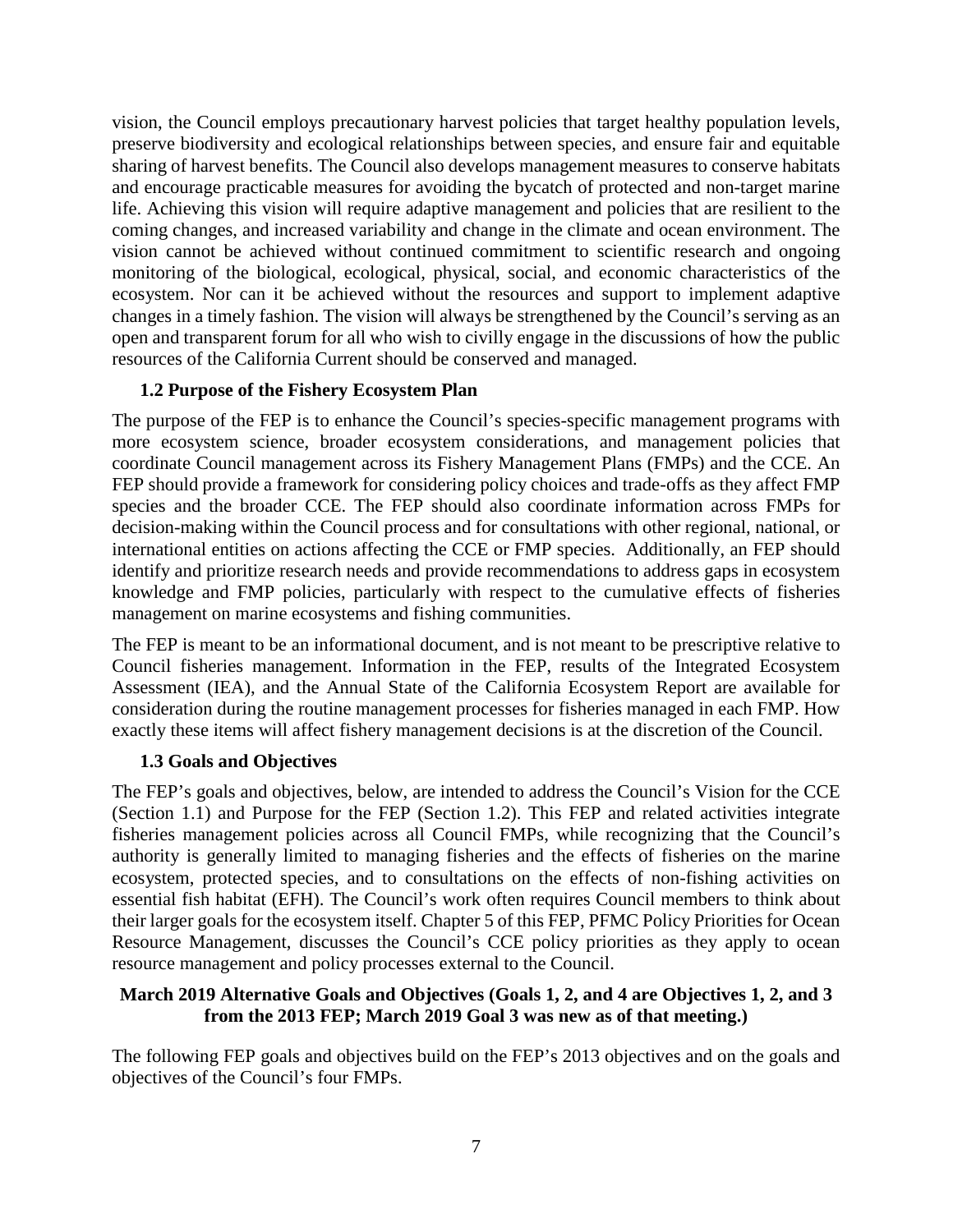vision, the Council employs precautionary harvest policies that target healthy population levels, preserve biodiversity and ecological relationships between species, and ensure fair and equitable sharing of harvest benefits. The Council also develops management measures to conserve habitats and encourage practicable measures for avoiding the bycatch of protected and non-target marine life. Achieving this vision will require adaptive management and policies that are resilient to the coming changes, and increased variability and change in the climate and ocean environment. The vision cannot be achieved without continued commitment to scientific research and ongoing monitoring of the biological, ecological, physical, social, and economic characteristics of the ecosystem. Nor can it be achieved without the resources and support to implement adaptive changes in a timely fashion. The vision will always be strengthened by the Council's serving as an open and transparent forum for all who wish to civilly engage in the discussions of how the public resources of the California Current should be conserved and managed.

## 1.2 Purpose of the Fishery Ecosystem Plan

The purpose of the FEP is to enhance the Council's species-specific management programs with more ecosystem science, broader ecosystem considerations, and management policies that coordinate Council management across its Fishery Management Plans (FMPs) and the CCE. An FEP should provide a framework for considering policy choices and trade-offs as they affect FMP species and the broader CCE. The FEP should also coordinate information across FMPs for decision-making within the Council process and for consultations with other regional, national, or international entities on actions affecting the CCE or FMP species. Additionally, an FEP should identify and prioritize research needs and provide recommendations to address gaps in ecosystem knowledge and FMP policies, particularly with respect to the cumulative effects of fisheries management on marine ecosystems and fishing communities.

The FEP is meant to be an informational document, and is not meant to be prescriptive relative to Council fisheries management. Information in the FEP, results of the Integrated Ecosystem Assessment (IEA), and the Annual State of the California Ecosystem Report are available for consideration during the routine management processes for fisheries managed in each FMP. How exactly these items will affect fishery management decisions is at the discretion of the Council.

## 1.3 Goals and Objectives

The FEP's goals and objectives, below, are intended to address the Council's Vision for the CCE (Section 1.1) and Purpose for the FEP (Section 1.2). This FEP and related activities integrate fisheries management policies across all Council FMPs, while recognizing that the Council's authority is generally limited to managing fisheries and the effects of fisheries on the marine ecosystem, protected species, and to consultations on the effects of non-fishing activities on essential fish habitat (EFH). The Council's work often requires Council members to think about their larger goals for the ecosystem itself. Chapter 5 of this FEP, PFMC Policy Priorities for Ocean Resource Management, discusses the Council's CCE policy priorities as they apply to ocean resource management and policy processes external to the Council.

**March 2019 Alternative Goals and Objectives (Goals 1, 2, and 4 are Objectives 1, 2, and 3 from the 2013 FEP; March 2019 Goal 3 was new as of that meeting.)**

The following FEP goals and objectives build on the FEP's 2013 objectives and on the goals and objectives of the Council's four FMPs.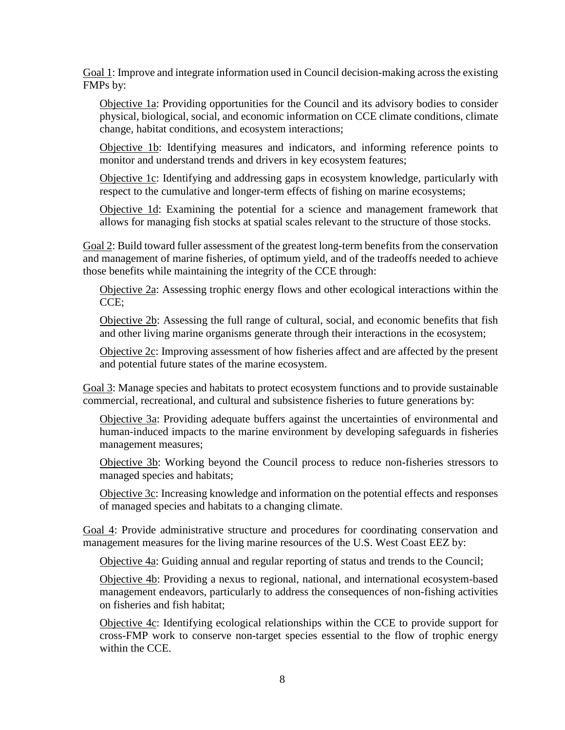Goal 1: Improve and integrate information used in Council decision-making across the existing FMPs by:

Objective 1a: Providing opportunities for the Council and its advisory bodies to consider physical, biological, social, and economic information on CCE climate conditions, climate change, habitat conditions, and ecosystem interactions;

Objective 1b: Identifying measures and indicators, and informing reference points to monitor and understand trends and drivers in key ecosystem features;

Objective 1c: Identifying and addressing gaps in ecosystem knowledge, particularly with respect to the cumulative and longer-term effects of fishing on marine ecosystems;

Objective 1d: Examining the potential for a science and management framework that allows for managing fish stocks at spatial scales relevant to the structure of those stocks.

Goal 2: Build toward fuller assessment of the greatest long-term benefits from the conservation and management of marine fisheries, of optimum yield, and of the tradeoffs needed to achieve those benefits while maintaining the integrity of the CCE through:

Objective 2a: Assessing trophic energy flows and other ecological interactions within the CCE;

Objective 2b: Assessing the full range of cultural, social, and economic benefits that fish and other living marine organisms generate through their interactions in the ecosystem;

Objective 2c: Improving assessment of how fisheries affect and are affected by the present and potential future states of the marine ecosystem.

Goal 3: Manage species and habitats to protect ecosystem functions and to provide sustainable commercial, recreational, and cultural and subsistence fisheries to future generations by:

Objective 3a: Providing adequate buffers against the uncertainties of environmental and human-induced impacts to the marine environment by developing safeguards in fisheries management measures;

Objective 3b: Working beyond the Council process to reduce non-fisheries stressors to managed species and habitats;

Objective 3c: Increasing knowledge and information on the potential effects and responses of managed species and habitats to a changing climate.

Goal 4: Provide administrative structure and procedures for coordinating conservation and management measures for the living marine resources of the U.S. West Coast EEZ by:

Objective 4a: Guiding annual and regular reporting of status and trends to the Council;

Objective 4b: Providing a nexus to regional, national, and international ecosystem-based management endeavors, particularly to address the consequences of non-fishing activities on fisheries and fish habitat;

Objective 4c: Identifying ecological relationships within the CCE to provide support for cross-FMP work to conserve non-target species essential to the flow of trophic energy within the CCE.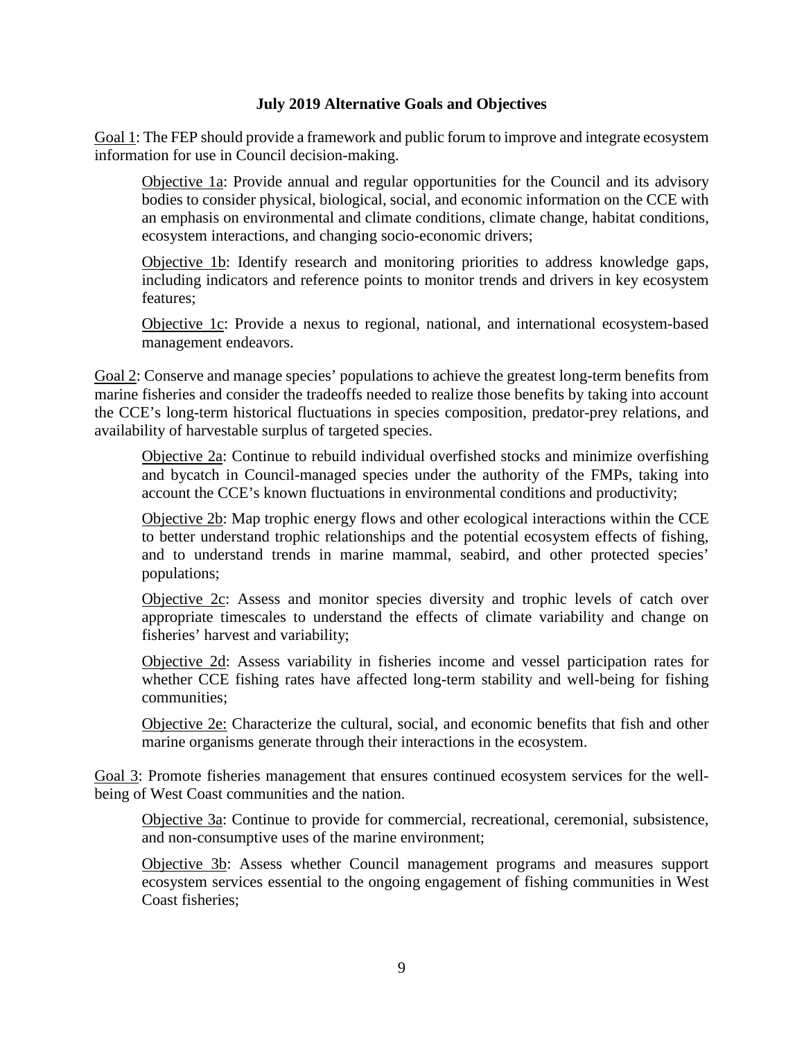**July 2019 Alternative Goals and Objectives**

Goal 1: The FEP should provide a framework and public forum to improve and integrate ecosystem information for use in Council decision-making.

> Objective 1a: Provide annual and regular opportunities for the Council and its advisory bodies to consider physical, biological, social, and economic information on the CCE with an emphasis on environmental and climate conditions, climate change, habitat conditions, ecosystem interactions, and changing socio-economic drivers;
>
> Objective 1b: Identify research and monitoring priorities to address knowledge gaps, including indicators and reference points to monitor trends and drivers in key ecosystem features;
>
> Objective 1c: Provide a nexus to regional, national, and international ecosystem-based management endeavors.

Goal 2: Conserve and manage species' populations to achieve the greatest long-term benefits from marine fisheries and consider the tradeoffs needed to realize those benefits by taking into account the CCE's long-term historical fluctuations in species composition, predator-prey relations, and availability of harvestable surplus of targeted species.

> Objective 2a: Continue to rebuild individual overfished stocks and minimize overfishing and bycatch in Council-managed species under the authority of the FMPs, taking into account the CCE's known fluctuations in environmental conditions and productivity;
>
> Objective 2b: Map trophic energy flows and other ecological interactions within the CCE to better understand trophic relationships and the potential ecosystem effects of fishing, and to understand trends in marine mammal, seabird, and other protected species' populations;
>
> Objective 2c: Assess and monitor species diversity and trophic levels of catch over appropriate timescales to understand the effects of climate variability and change on fisheries' harvest and variability;
>
> Objective 2d: Assess variability in fisheries income and vessel participation rates for whether CCE fishing rates have affected long-term stability and well-being for fishing communities;
>
> Objective 2e: Characterize the cultural, social, and economic benefits that fish and other marine organisms generate through their interactions in the ecosystem.

Goal 3: Promote fisheries management that ensures continued ecosystem services for the well-being of West Coast communities and the nation.

> Objective 3a: Continue to provide for commercial, recreational, ceremonial, subsistence, and non-consumptive uses of the marine environment;
>
> Objective 3b: Assess whether Council management programs and measures support ecosystem services essential to the ongoing engagement of fishing communities in West Coast fisheries;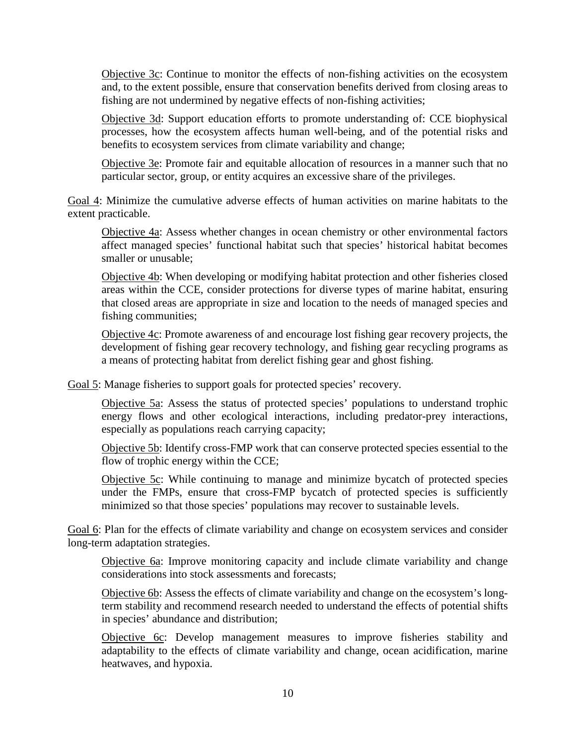Objective 3c: Continue to monitor the effects of non-fishing activities on the ecosystem and, to the extent possible, ensure that conservation benefits derived from closing areas to fishing are not undermined by negative effects of non-fishing activities;

Objective 3d: Support education efforts to promote understanding of: CCE biophysical processes, how the ecosystem affects human well-being, and of the potential risks and benefits to ecosystem services from climate variability and change;

Objective 3e: Promote fair and equitable allocation of resources in a manner such that no particular sector, group, or entity acquires an excessive share of the privileges.

Goal 4: Minimize the cumulative adverse effects of human activities on marine habitats to the extent practicable.

Objective 4a: Assess whether changes in ocean chemistry or other environmental factors affect managed species' functional habitat such that species' historical habitat becomes smaller or unusable;

Objective 4b: When developing or modifying habitat protection and other fisheries closed areas within the CCE, consider protections for diverse types of marine habitat, ensuring that closed areas are appropriate in size and location to the needs of managed species and fishing communities;

Objective 4c: Promote awareness of and encourage lost fishing gear recovery projects, the development of fishing gear recovery technology, and fishing gear recycling programs as a means of protecting habitat from derelict fishing gear and ghost fishing.

Goal 5: Manage fisheries to support goals for protected species' recovery.

Objective 5a: Assess the status of protected species' populations to understand trophic energy flows and other ecological interactions, including predator-prey interactions, especially as populations reach carrying capacity;

Objective 5b: Identify cross-FMP work that can conserve protected species essential to the flow of trophic energy within the CCE;

Objective 5c: While continuing to manage and minimize bycatch of protected species under the FMPs, ensure that cross-FMP bycatch of protected species is sufficiently minimized so that those species' populations may recover to sustainable levels.

Goal 6: Plan for the effects of climate variability and change on ecosystem services and consider long-term adaptation strategies.

Objective 6a: Improve monitoring capacity and include climate variability and change considerations into stock assessments and forecasts;

Objective 6b: Assess the effects of climate variability and change on the ecosystem's long-term stability and recommend research needed to understand the effects of potential shifts in species' abundance and distribution;

Objective 6c: Develop management measures to improve fisheries stability and adaptability to the effects of climate variability and change, ocean acidification, marine heatwaves, and hypoxia.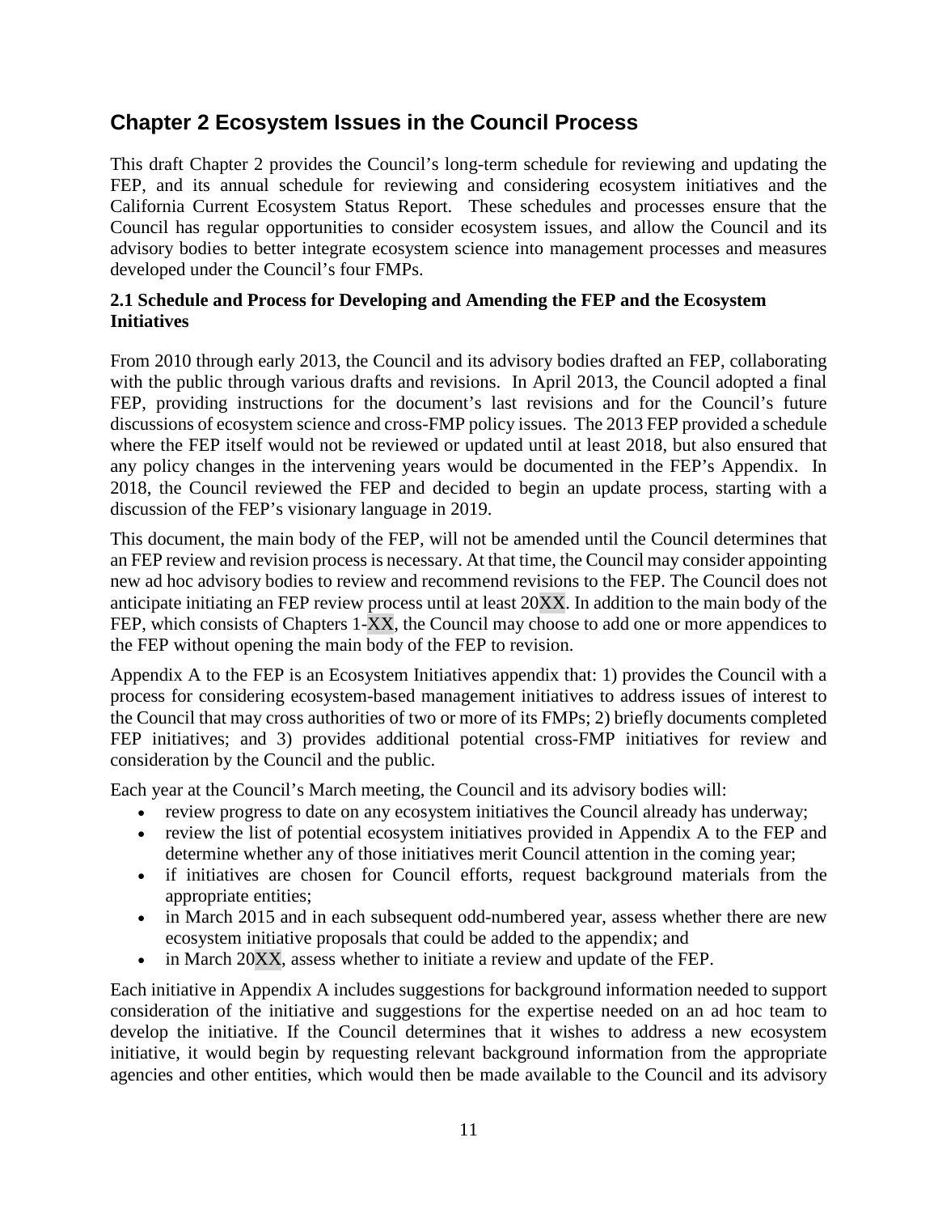# Chapter 2 Ecosystem Issues in the Council Process

This draft Chapter 2 provides the Council's long-term schedule for reviewing and updating the FEP, and its annual schedule for reviewing and considering ecosystem initiatives and the California Current Ecosystem Status Report. These schedules and processes ensure that the Council has regular opportunities to consider ecosystem issues, and allow the Council and its advisory bodies to better integrate ecosystem science into management processes and measures developed under the Council's four FMPs.

### 2.1 Schedule and Process for Developing and Amending the FEP and the Ecosystem Initiatives

From 2010 through early 2013, the Council and its advisory bodies drafted an FEP, collaborating with the public through various drafts and revisions. In April 2013, the Council adopted a final FEP, providing instructions for the document's last revisions and for the Council's future discussions of ecosystem science and cross-FMP policy issues. The 2013 FEP provided a schedule where the FEP itself would not be reviewed or updated until at least 2018, but also ensured that any policy changes in the intervening years would be documented in the FEP's Appendix. In 2018, the Council reviewed the FEP and decided to begin an update process, starting with a discussion of the FEP's visionary language in 2019.

This document, the main body of the FEP, will not be amended until the Council determines that an FEP review and revision process is necessary. At that time, the Council may consider appointing new ad hoc advisory bodies to review and recommend revisions to the FEP. The Council does not anticipate initiating an FEP review process until at least 20XX. In addition to the main body of the FEP, which consists of Chapters 1-XX, the Council may choose to add one or more appendices to the FEP without opening the main body of the FEP to revision.

Appendix A to the FEP is an Ecosystem Initiatives appendix that: 1) provides the Council with a process for considering ecosystem-based management initiatives to address issues of interest to the Council that may cross authorities of two or more of its FMPs; 2) briefly documents completed FEP initiatives; and 3) provides additional potential cross-FMP initiatives for review and consideration by the Council and the public.

Each year at the Council's March meeting, the Council and its advisory bodies will:

- review progress to date on any ecosystem initiatives the Council already has underway;
- review the list of potential ecosystem initiatives provided in Appendix A to the FEP and determine whether any of those initiatives merit Council attention in the coming year;
- if initiatives are chosen for Council efforts, request background materials from the appropriate entities;
- in March 2015 and in each subsequent odd-numbered year, assess whether there are new ecosystem initiative proposals that could be added to the appendix; and
- in March 20XX, assess whether to initiate a review and update of the FEP.

Each initiative in Appendix A includes suggestions for background information needed to support consideration of the initiative and suggestions for the expertise needed on an ad hoc team to develop the initiative. If the Council determines that it wishes to address a new ecosystem initiative, it would begin by requesting relevant background information from the appropriate agencies and other entities, which would then be made available to the Council and its advisory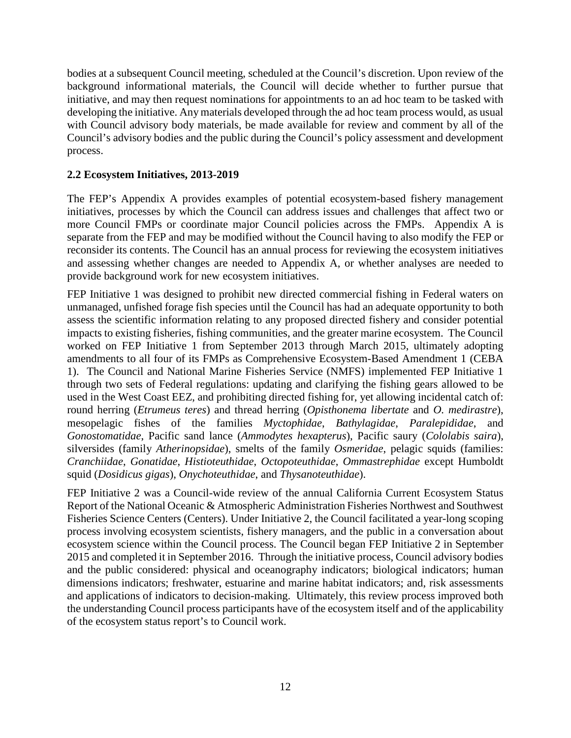bodies at a subsequent Council meeting, scheduled at the Council's discretion. Upon review of the background informational materials, the Council will decide whether to further pursue that initiative, and may then request nominations for appointments to an ad hoc team to be tasked with developing the initiative. Any materials developed through the ad hoc team process would, as usual with Council advisory body materials, be made available for review and comment by all of the Council's advisory bodies and the public during the Council's policy assessment and development process.

## 2.2 Ecosystem Initiatives, 2013-2019

The FEP's Appendix A provides examples of potential ecosystem-based fishery management initiatives, processes by which the Council can address issues and challenges that affect two or more Council FMPs or coordinate major Council policies across the FMPs. Appendix A is separate from the FEP and may be modified without the Council having to also modify the FEP or reconsider its contents. The Council has an annual process for reviewing the ecosystem initiatives and assessing whether changes are needed to Appendix A, or whether analyses are needed to provide background work for new ecosystem initiatives.

FEP Initiative 1 was designed to prohibit new directed commercial fishing in Federal waters on unmanaged, unfished forage fish species until the Council has had an adequate opportunity to both assess the scientific information relating to any proposed directed fishery and consider potential impacts to existing fisheries, fishing communities, and the greater marine ecosystem. The Council worked on FEP Initiative 1 from September 2013 through March 2015, ultimately adopting amendments to all four of its FMPs as Comprehensive Ecosystem-Based Amendment 1 (CEBA 1). The Council and National Marine Fisheries Service (NMFS) implemented FEP Initiative 1 through two sets of Federal regulations: updating and clarifying the fishing gears allowed to be used in the West Coast EEZ, and prohibiting directed fishing for, yet allowing incidental catch of: round herring (*Etrumeus teres*) and thread herring (*Opisthonema libertate* and *O. medirastre*), mesopelagic fishes of the families *Myctophidae*, *Bathylagidae*, *Paralepididae*, and *Gonostomatidae*, Pacific sand lance (*Ammodytes hexapterus*), Pacific saury (*Cololabis saira*), silversides (family *Atherinopsidae*), smelts of the family *Osmeridae*, pelagic squids (families: *Cranchiidae*, *Gonatidae*, *Histioteuthidae*, *Octopoteuthidae*, *Ommastrephidae* except Humboldt squid (*Dosidicus gigas*), *Onychoteuthidae*, and *Thysanoteuthidae*).

FEP Initiative 2 was a Council-wide review of the annual California Current Ecosystem Status Report of the National Oceanic & Atmospheric Administration Fisheries Northwest and Southwest Fisheries Science Centers (Centers). Under Initiative 2, the Council facilitated a year-long scoping process involving ecosystem scientists, fishery managers, and the public in a conversation about ecosystem science within the Council process. The Council began FEP Initiative 2 in September 2015 and completed it in September 2016. Through the initiative process, Council advisory bodies and the public considered: physical and oceanography indicators; biological indicators; human dimensions indicators; freshwater, estuarine and marine habitat indicators; and, risk assessments and applications of indicators to decision-making. Ultimately, this review process improved both the understanding Council process participants have of the ecosystem itself and of the applicability of the ecosystem status report's to Council work.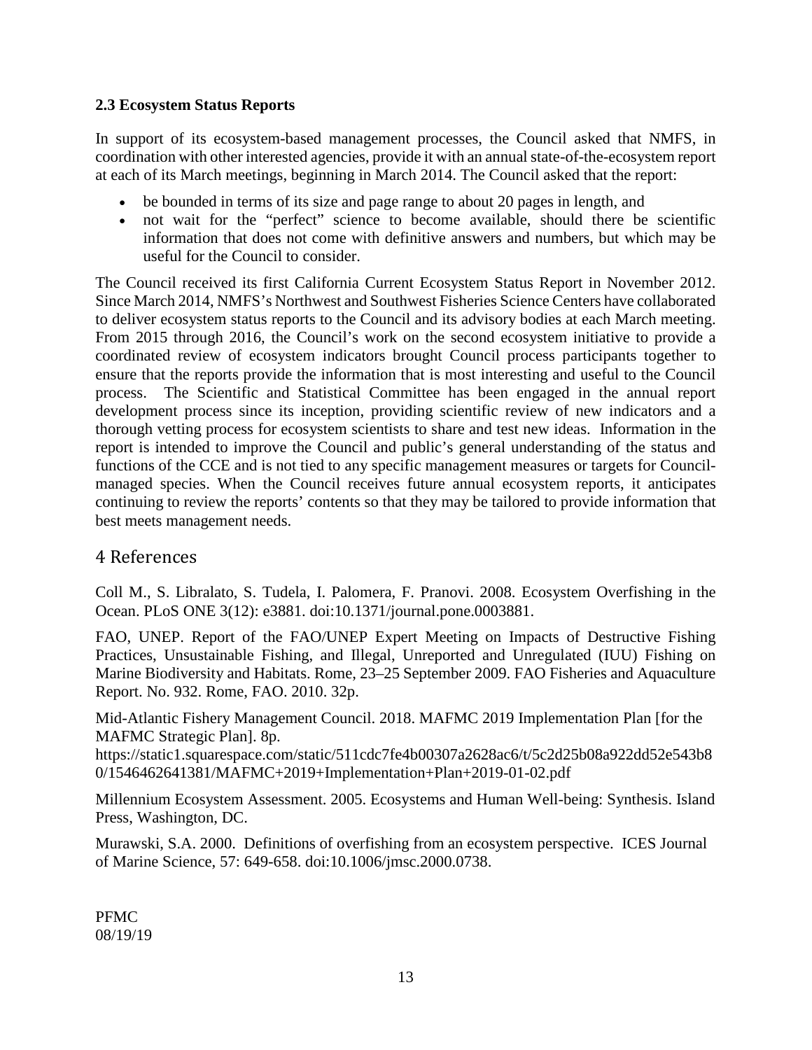### 2.3 Ecosystem Status Reports

In support of its ecosystem-based management processes, the Council asked that NMFS, in coordination with other interested agencies, provide it with an annual state-of-the-ecosystem report at each of its March meetings, beginning in March 2014. The Council asked that the report:

- be bounded in terms of its size and page range to about 20 pages in length, and
- not wait for the "perfect" science to become available, should there be scientific information that does not come with definitive answers and numbers, but which may be useful for the Council to consider.

The Council received its first California Current Ecosystem Status Report in November 2012. Since March 2014, NMFS's Northwest and Southwest Fisheries Science Centers have collaborated to deliver ecosystem status reports to the Council and its advisory bodies at each March meeting. From 2015 through 2016, the Council's work on the second ecosystem initiative to provide a coordinated review of ecosystem indicators brought Council process participants together to ensure that the reports provide the information that is most interesting and useful to the Council process. The Scientific and Statistical Committee has been engaged in the annual report development process since its inception, providing scientific review of new indicators and a thorough vetting process for ecosystem scientists to share and test new ideas. Information in the report is intended to improve the Council and public's general understanding of the status and functions of the CCE and is not tied to any specific management measures or targets for Council-managed species. When the Council receives future annual ecosystem reports, it anticipates continuing to review the reports' contents so that they may be tailored to provide information that best meets management needs.

# 4 References

Coll M., S. Libralato, S. Tudela, I. Palomera, F. Pranovi. 2008. Ecosystem Overfishing in the Ocean. PLoS ONE 3(12): e3881. doi:10.1371/journal.pone.0003881.

FAO, UNEP. Report of the FAO/UNEP Expert Meeting on Impacts of Destructive Fishing Practices, Unsustainable Fishing, and Illegal, Unreported and Unregulated (IUU) Fishing on Marine Biodiversity and Habitats. Rome, 23–25 September 2009. FAO Fisheries and Aquaculture Report. No. 932. Rome, FAO. 2010. 32p.

Mid-Atlantic Fishery Management Council. 2018. MAFMC 2019 Implementation Plan [for the MAFMC Strategic Plan]. 8p. https://static1.squarespace.com/static/511cdc7fe4b00307a2628ac6/t/5c2d25b08a922dd52e543b80/1546462641381/MAFMC+2019+Implementation+Plan+2019-01-02.pdf

Millennium Ecosystem Assessment. 2005. Ecosystems and Human Well-being: Synthesis. Island Press, Washington, DC.

Murawski, S.A. 2000. Definitions of overfishing from an ecosystem perspective. ICES Journal of Marine Science, 57: 649-658. doi:10.1006/jmsc.2000.0738.

PFMC
08/19/19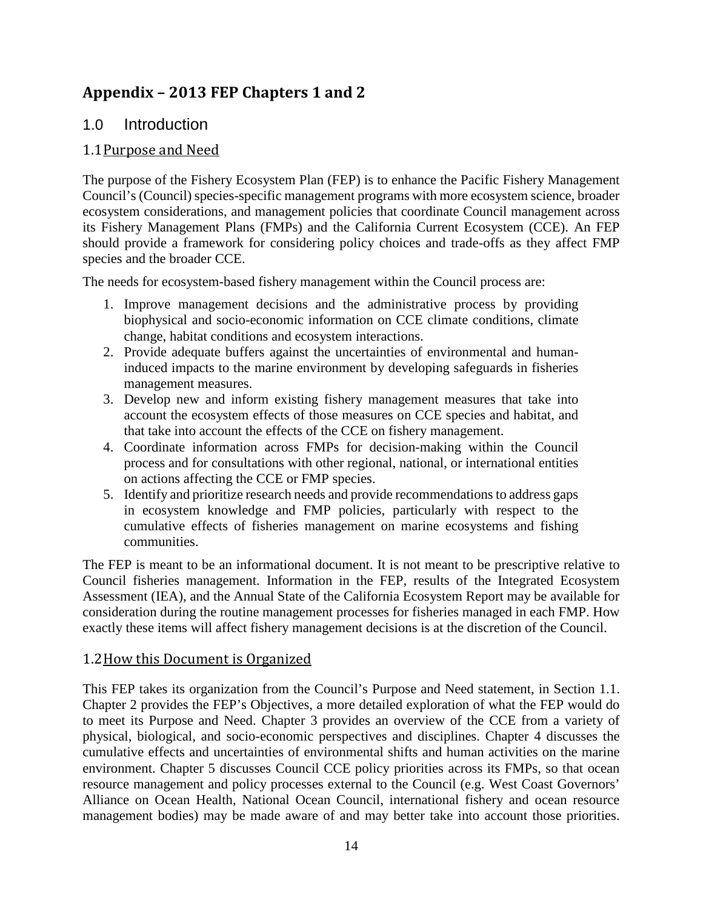# Appendix – 2013 FEP Chapters 1 and 2

## 1.0 Introduction

### 1.1 Purpose and Need

The purpose of the Fishery Ecosystem Plan (FEP) is to enhance the Pacific Fishery Management Council's (Council) species-specific management programs with more ecosystem science, broader ecosystem considerations, and management policies that coordinate Council management across its Fishery Management Plans (FMPs) and the California Current Ecosystem (CCE). An FEP should provide a framework for considering policy choices and trade-offs as they affect FMP species and the broader CCE.

The needs for ecosystem-based fishery management within the Council process are:

1. Improve management decisions and the administrative process by providing biophysical and socio-economic information on CCE climate conditions, climate change, habitat conditions and ecosystem interactions.
2. Provide adequate buffers against the uncertainties of environmental and human-induced impacts to the marine environment by developing safeguards in fisheries management measures.
3. Develop new and inform existing fishery management measures that take into account the ecosystem effects of those measures on CCE species and habitat, and that take into account the effects of the CCE on fishery management.
4. Coordinate information across FMPs for decision-making within the Council process and for consultations with other regional, national, or international entities on actions affecting the CCE or FMP species.
5. Identify and prioritize research needs and provide recommendations to address gaps in ecosystem knowledge and FMP policies, particularly with respect to the cumulative effects of fisheries management on marine ecosystems and fishing communities.

The FEP is meant to be an informational document. It is not meant to be prescriptive relative to Council fisheries management. Information in the FEP, results of the Integrated Ecosystem Assessment (IEA), and the Annual State of the California Ecosystem Report may be available for consideration during the routine management processes for fisheries managed in each FMP. How exactly these items will affect fishery management decisions is at the discretion of the Council.

### 1.2 How this Document is Organized

This FEP takes its organization from the Council's Purpose and Need statement, in Section 1.1. Chapter 2 provides the FEP's Objectives, a more detailed exploration of what the FEP would do to meet its Purpose and Need. Chapter 3 provides an overview of the CCE from a variety of physical, biological, and socio-economic perspectives and disciplines. Chapter 4 discusses the cumulative effects and uncertainties of environmental shifts and human activities on the marine environment. Chapter 5 discusses Council CCE policy priorities across its FMPs, so that ocean resource management and policy processes external to the Council (e.g. West Coast Governors' Alliance on Ocean Health, National Ocean Council, international fishery and ocean resource management bodies) may be made aware of and may better take into account those priorities.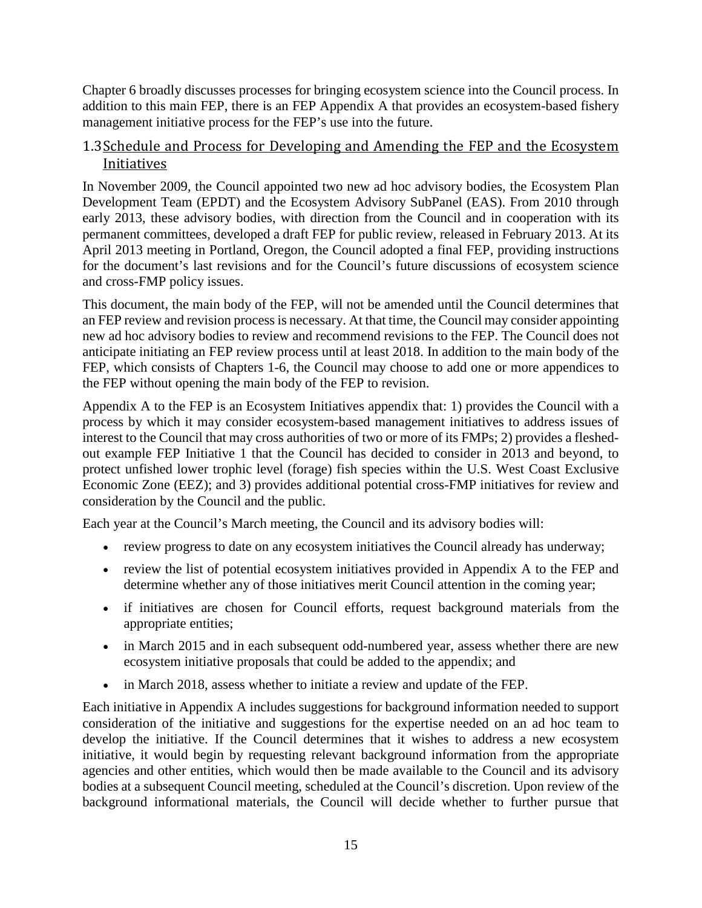Chapter 6 broadly discusses processes for bringing ecosystem science into the Council process. In addition to this main FEP, there is an FEP Appendix A that provides an ecosystem-based fishery management initiative process for the FEP's use into the future.

## 1.3 Schedule and Process for Developing and Amending the FEP and the Ecosystem Initiatives

In November 2009, the Council appointed two new ad hoc advisory bodies, the Ecosystem Plan Development Team (EPDT) and the Ecosystem Advisory SubPanel (EAS). From 2010 through early 2013, these advisory bodies, with direction from the Council and in cooperation with its permanent committees, developed a draft FEP for public review, released in February 2013. At its April 2013 meeting in Portland, Oregon, the Council adopted a final FEP, providing instructions for the document's last revisions and for the Council's future discussions of ecosystem science and cross-FMP policy issues.

This document, the main body of the FEP, will not be amended until the Council determines that an FEP review and revision process is necessary. At that time, the Council may consider appointing new ad hoc advisory bodies to review and recommend revisions to the FEP. The Council does not anticipate initiating an FEP review process until at least 2018. In addition to the main body of the FEP, which consists of Chapters 1-6, the Council may choose to add one or more appendices to the FEP without opening the main body of the FEP to revision.

Appendix A to the FEP is an Ecosystem Initiatives appendix that: 1) provides the Council with a process by which it may consider ecosystem-based management initiatives to address issues of interest to the Council that may cross authorities of two or more of its FMPs; 2) provides a fleshed-out example FEP Initiative 1 that the Council has decided to consider in 2013 and beyond, to protect unfished lower trophic level (forage) fish species within the U.S. West Coast Exclusive Economic Zone (EEZ); and 3) provides additional potential cross-FMP initiatives for review and consideration by the Council and the public.

Each year at the Council's March meeting, the Council and its advisory bodies will:

- review progress to date on any ecosystem initiatives the Council already has underway;
- review the list of potential ecosystem initiatives provided in Appendix A to the FEP and determine whether any of those initiatives merit Council attention in the coming year;
- if initiatives are chosen for Council efforts, request background materials from the appropriate entities;
- in March 2015 and in each subsequent odd-numbered year, assess whether there are new ecosystem initiative proposals that could be added to the appendix; and
- in March 2018, assess whether to initiate a review and update of the FEP.

Each initiative in Appendix A includes suggestions for background information needed to support consideration of the initiative and suggestions for the expertise needed on an ad hoc team to develop the initiative. If the Council determines that it wishes to address a new ecosystem initiative, it would begin by requesting relevant background information from the appropriate agencies and other entities, which would then be made available to the Council and its advisory bodies at a subsequent Council meeting, scheduled at the Council's discretion. Upon review of the background informational materials, the Council will decide whether to further pursue that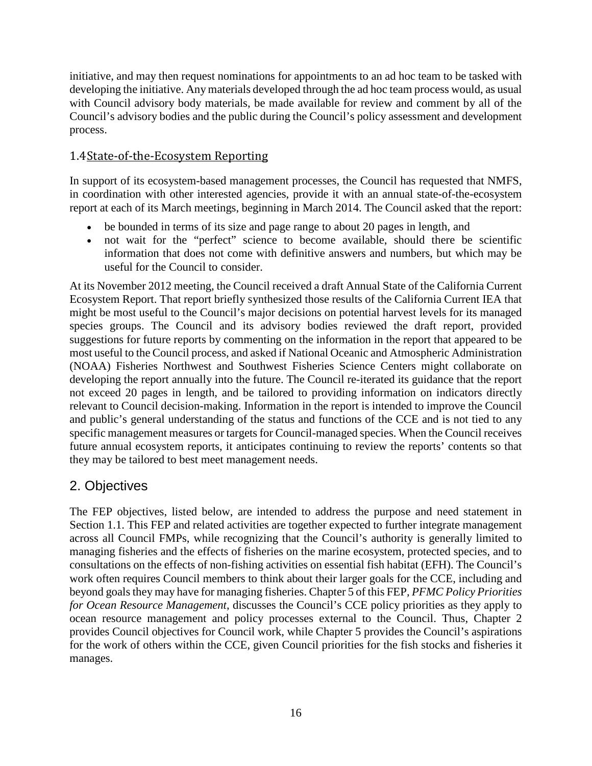initiative, and may then request nominations for appointments to an ad hoc team to be tasked with developing the initiative. Any materials developed through the ad hoc team process would, as usual with Council advisory body materials, be made available for review and comment by all of the Council's advisory bodies and the public during the Council's policy assessment and development process.

### 1.4 State-of-the-Ecosystem Reporting

In support of its ecosystem-based management processes, the Council has requested that NMFS, in coordination with other interested agencies, provide it with an annual state-of-the-ecosystem report at each of its March meetings, beginning in March 2014. The Council asked that the report:

- be bounded in terms of its size and page range to about 20 pages in length, and
- not wait for the "perfect" science to become available, should there be scientific information that does not come with definitive answers and numbers, but which may be useful for the Council to consider.

At its November 2012 meeting, the Council received a draft Annual State of the California Current Ecosystem Report. That report briefly synthesized those results of the California Current IEA that might be most useful to the Council's major decisions on potential harvest levels for its managed species groups. The Council and its advisory bodies reviewed the draft report, provided suggestions for future reports by commenting on the information in the report that appeared to be most useful to the Council process, and asked if National Oceanic and Atmospheric Administration (NOAA) Fisheries Northwest and Southwest Fisheries Science Centers might collaborate on developing the report annually into the future. The Council re-iterated its guidance that the report not exceed 20 pages in length, and be tailored to providing information on indicators directly relevant to Council decision-making. Information in the report is intended to improve the Council and public's general understanding of the status and functions of the CCE and is not tied to any specific management measures or targets for Council-managed species. When the Council receives future annual ecosystem reports, it anticipates continuing to review the reports' contents so that they may be tailored to best meet management needs.

## 2. Objectives

The FEP objectives, listed below, are intended to address the purpose and need statement in Section 1.1. This FEP and related activities are together expected to further integrate management across all Council FMPs, while recognizing that the Council's authority is generally limited to managing fisheries and the effects of fisheries on the marine ecosystem, protected species, and to consultations on the effects of non-fishing activities on essential fish habitat (EFH). The Council's work often requires Council members to think about their larger goals for the CCE, including and beyond goals they may have for managing fisheries. Chapter 5 of this FEP, *PFMC Policy Priorities for Ocean Resource Management*, discusses the Council's CCE policy priorities as they apply to ocean resource management and policy processes external to the Council. Thus, Chapter 2 provides Council objectives for Council work, while Chapter 5 provides the Council's aspirations for the work of others within the CCE, given Council priorities for the fish stocks and fisheries it manages.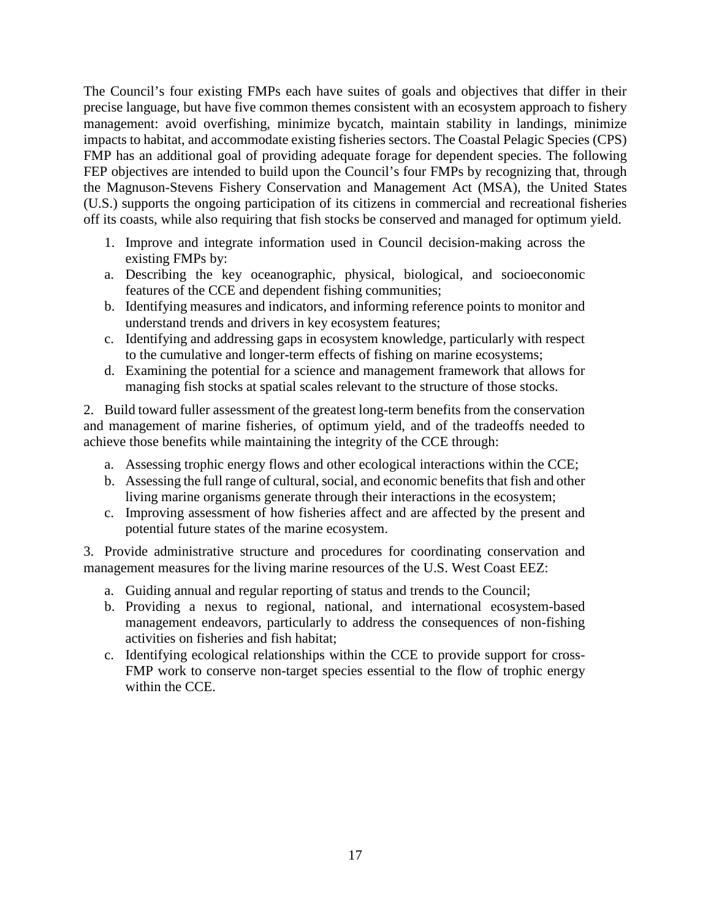The Council's four existing FMPs each have suites of goals and objectives that differ in their precise language, but have five common themes consistent with an ecosystem approach to fishery management: avoid overfishing, minimize bycatch, maintain stability in landings, minimize impacts to habitat, and accommodate existing fisheries sectors. The Coastal Pelagic Species (CPS) FMP has an additional goal of providing adequate forage for dependent species. The following FEP objectives are intended to build upon the Council's four FMPs by recognizing that, through the Magnuson-Stevens Fishery Conservation and Management Act (MSA), the United States (U.S.) supports the ongoing participation of its citizens in commercial and recreational fisheries off its coasts, while also requiring that fish stocks be conserved and managed for optimum yield.

1. Improve and integrate information used in Council decision-making across the existing FMPs by:
   a. Describing the key oceanographic, physical, biological, and socioeconomic features of the CCE and dependent fishing communities;
   b. Identifying measures and indicators, and informing reference points to monitor and understand trends and drivers in key ecosystem features;
   c. Identifying and addressing gaps in ecosystem knowledge, particularly with respect to the cumulative and longer-term effects of fishing on marine ecosystems;
   d. Examining the potential for a science and management framework that allows for managing fish stocks at spatial scales relevant to the structure of those stocks.

2. Build toward fuller assessment of the greatest long-term benefits from the conservation and management of marine fisheries, of optimum yield, and of the tradeoffs needed to achieve those benefits while maintaining the integrity of the CCE through:
   a. Assessing trophic energy flows and other ecological interactions within the CCE;
   b. Assessing the full range of cultural, social, and economic benefits that fish and other living marine organisms generate through their interactions in the ecosystem;
   c. Improving assessment of how fisheries affect and are affected by the present and potential future states of the marine ecosystem.

3. Provide administrative structure and procedures for coordinating conservation and management measures for the living marine resources of the U.S. West Coast EEZ:
   a. Guiding annual and regular reporting of status and trends to the Council;
   b. Providing a nexus to regional, national, and international ecosystem-based management endeavors, particularly to address the consequences of non-fishing activities on fisheries and fish habitat;
   c. Identifying ecological relationships within the CCE to provide support for cross-FMP work to conserve non-target species essential to the flow of trophic energy within the CCE.